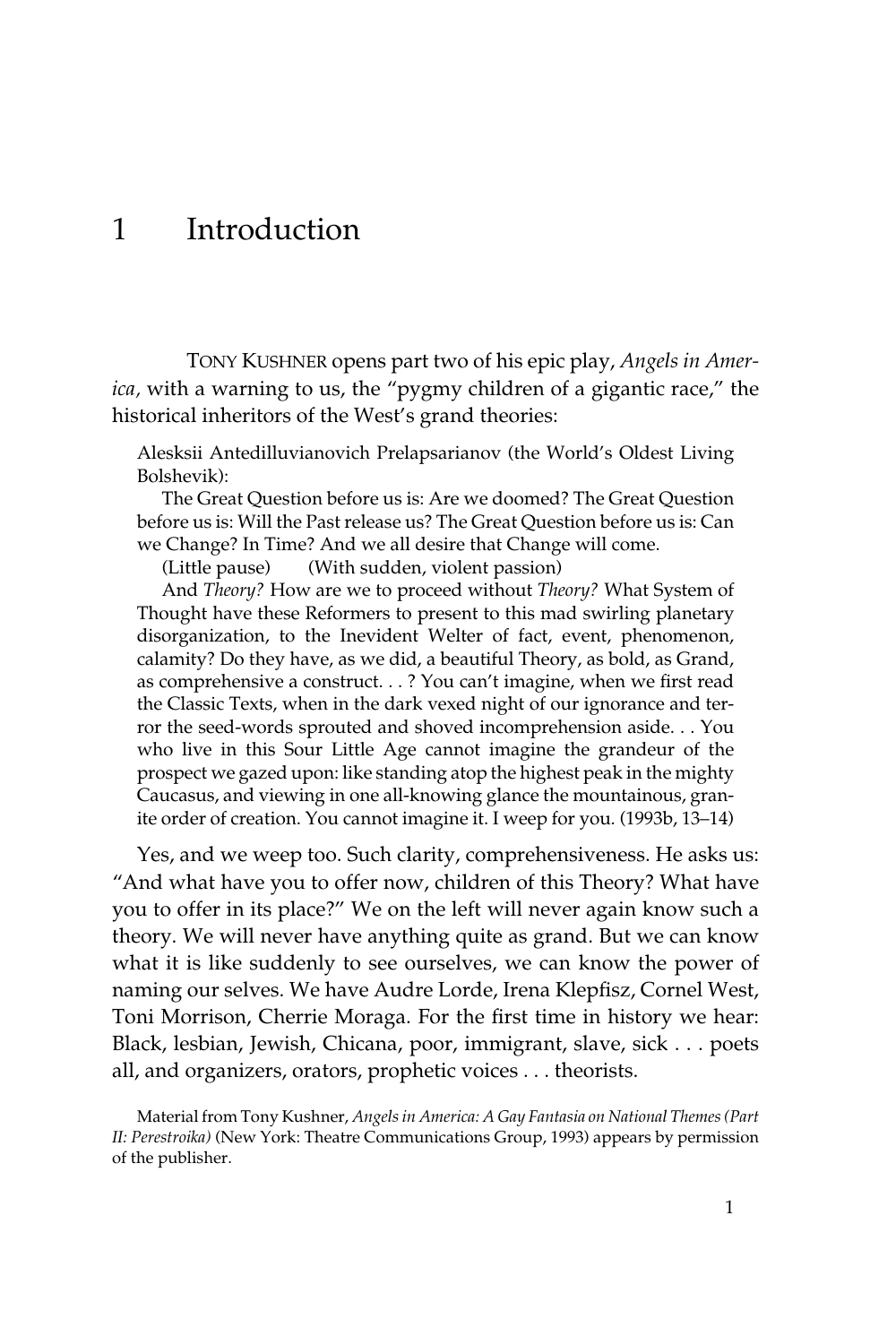# 1 Introduction

TONY KUSHNER opens part two of his epic play, *Angels in America,* with a warning to us, the "pygmy children of a gigantic race," the historical inheritors of the West's grand theories:

> Alesksii Antedilluvianovich Prelapsarianov (the World's Oldest Living Bolshevik):
>
> The Great Question before us is: Are we doomed? The Great Question before us is: Will the Past release us? The Great Question before us is: Can we Change? In Time? And we all desire that Change will come.
>
> (Little pause) (With sudden, violent passion)
>
> And *Theory?* How are we to proceed without *Theory?* What System of Thought have these Reformers to present to this mad swirling planetary disorganization, to the Inevident Welter of fact, event, phenomenon, calamity? Do they have, as we did, a beautiful Theory, as bold, as Grand, as comprehensive a construct. . . ? You can't imagine, when we first read the Classic Texts, when in the dark vexed night of our ignorance and terror the seed-words sprouted and shoved incomprehension aside. . . You who live in this Sour Little Age cannot imagine the grandeur of the prospect we gazed upon: like standing atop the highest peak in the mighty Caucasus, and viewing in one all-knowing glance the mountainous, granite order of creation. You cannot imagine it. I weep for you. (1993b, 13–14)

Yes, and we weep too. Such clarity, comprehensiveness. He asks us: "And what have you to offer now, children of this Theory? What have you to offer in its place?" We on the left will never again know such a theory. We will never have anything quite as grand. But we can know what it is like suddenly to see ourselves, we can know the power of naming our selves. We have Audre Lorde, Irena Klepfisz, Cornel West, Toni Morrison, Cherrie Moraga. For the first time in history we hear: Black, lesbian, Jewish, Chicana, poor, immigrant, slave, sick . . . poets all, and organizers, orators, prophetic voices . . . theorists.

Material from Tony Kushner, *Angels in America: A Gay Fantasia on National Themes (Part II: Perestroika)* (New York: Theatre Communications Group, 1993) appears by permission of the publisher.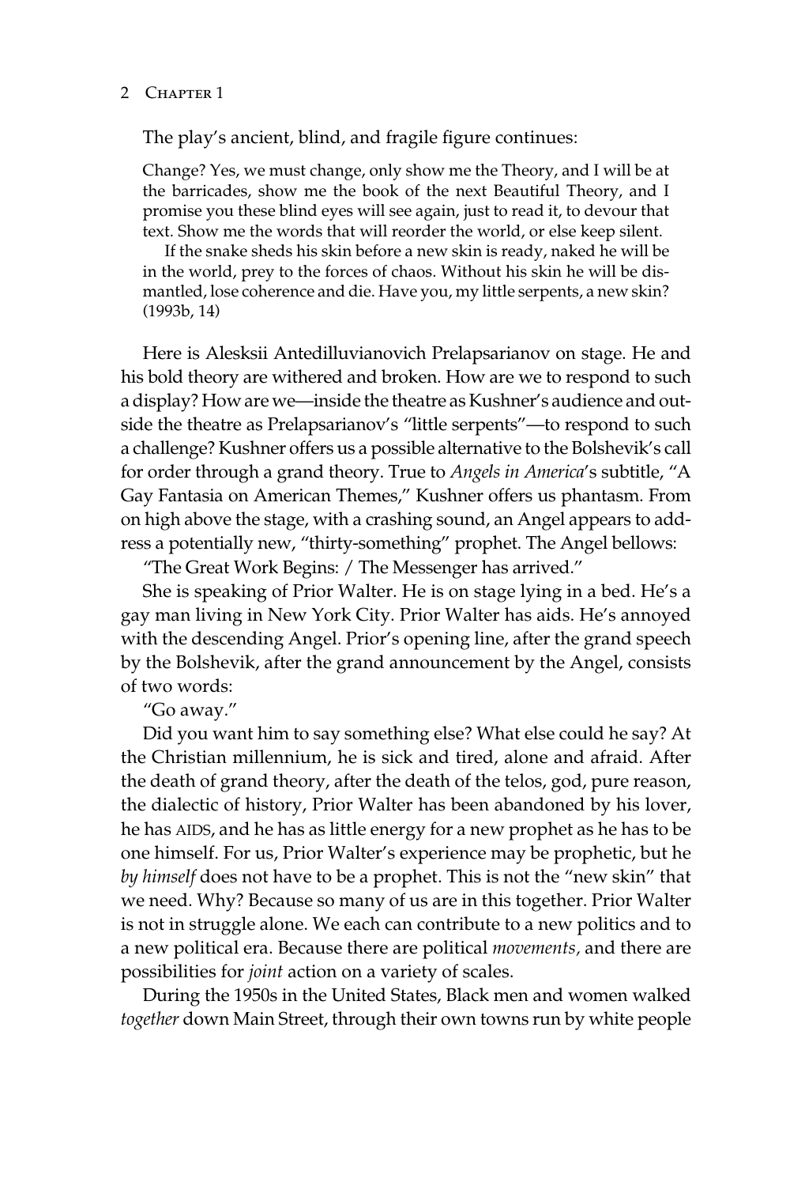The play's ancient, blind, and fragile figure continues:

> Change? Yes, we must change, only show me the Theory, and I will be at the barricades, show me the book of the next Beautiful Theory, and I promise you these blind eyes will see again, just to read it, to devour that text. Show me the words that will reorder the world, or else keep silent.
>
> If the snake sheds his skin before a new skin is ready, naked he will be in the world, prey to the forces of chaos. Without his skin he will be dismantled, lose coherence and die. Have you, my little serpents, a new skin? (1993b, 14)

Here is Alesksii Antedilluvianovich Prelapsarianov on stage. He and his bold theory are withered and broken. How are we to respond to such a display? How are we—inside the theatre as Kushner's audience and outside the theatre as Prelapsarianov's "little serpents"—to respond to such a challenge? Kushner offers us a possible alternative to the Bolshevik's call for order through a grand theory. True to *Angels in America*'s subtitle, "A Gay Fantasia on American Themes," Kushner offers us phantasm. From on high above the stage, with a crashing sound, an Angel appears to address a potentially new, "thirty-something" prophet. The Angel bellows:

"The Great Work Begins: / The Messenger has arrived."

She is speaking of Prior Walter. He is on stage lying in a bed. He's a gay man living in New York City. Prior Walter has aids. He's annoyed with the descending Angel. Prior's opening line, after the grand speech by the Bolshevik, after the grand announcement by the Angel, consists of two words:

"Go away."

Did you want him to say something else? What else could he say? At the Christian millennium, he is sick and tired, alone and afraid. After the death of grand theory, after the death of the telos, god, pure reason, the dialectic of history, Prior Walter has been abandoned by his lover, he has AIDS, and he has as little energy for a new prophet as he has to be one himself. For us, Prior Walter's experience may be prophetic, but he *by himself* does not have to be a prophet. This is not the "new skin" that we need. Why? Because so many of us are in this together. Prior Walter is not in struggle alone. We each can contribute to a new politics and to a new political era. Because there are political *movements*, and there are possibilities for *joint* action on a variety of scales.

During the 1950s in the United States, Black men and women walked *together* down Main Street, through their own towns run by white people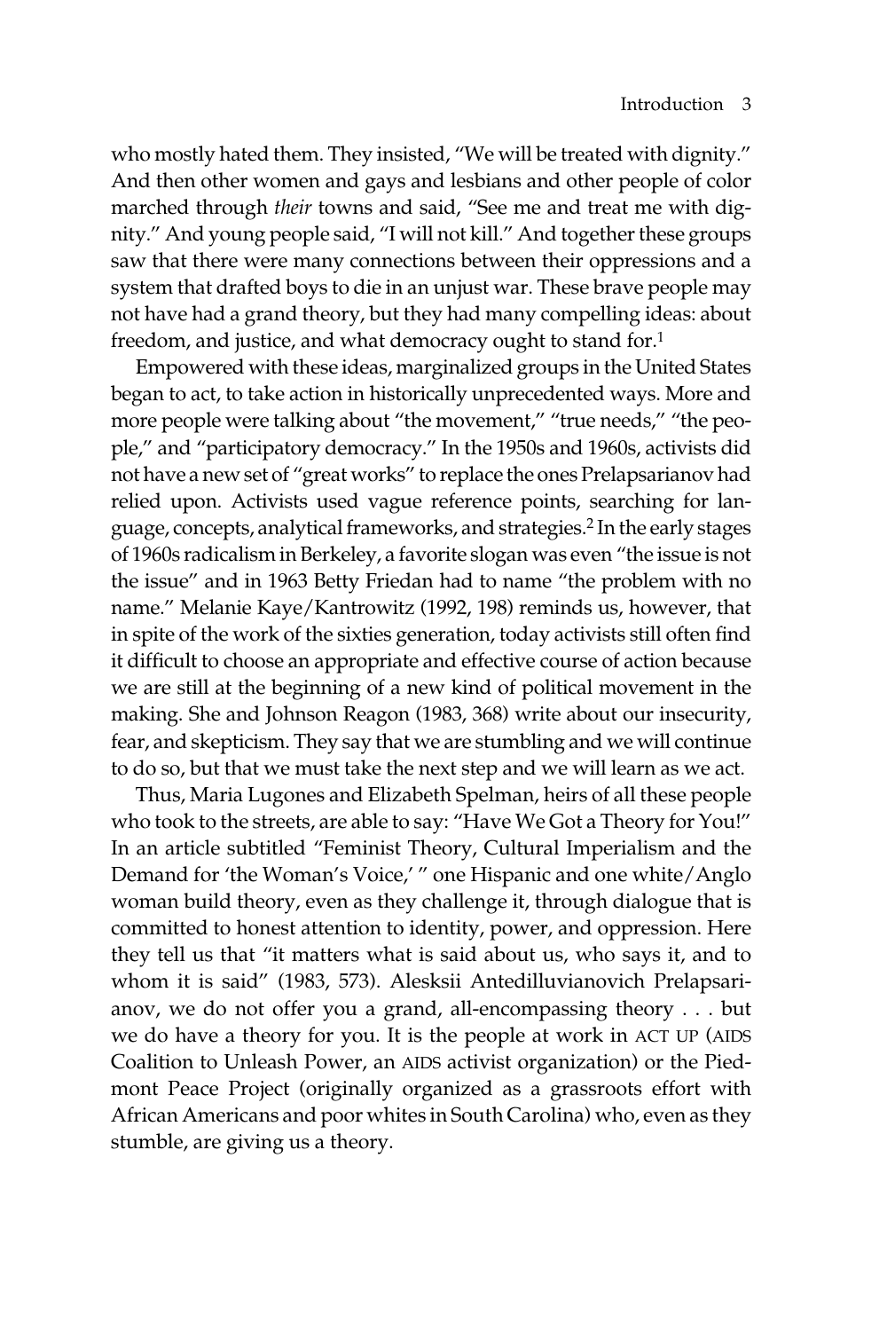who mostly hated them. They insisted, "We will be treated with dignity." And then other women and gays and lesbians and other people of color marched through *their* towns and said, "See me and treat me with dignity." And young people said, "I will not kill." And together these groups saw that there were many connections between their oppressions and a system that drafted boys to die in an unjust war. These brave people may not have had a grand theory, but they had many compelling ideas: about freedom, and justice, and what democracy ought to stand for.[1]

Empowered with these ideas, marginalized groups in the United States began to act, to take action in historically unprecedented ways. More and more people were talking about "the movement," "true needs," "the people," and "participatory democracy." In the 1950s and 1960s, activists did not have a new set of "great works" to replace the ones Prelapsarianov had relied upon. Activists used vague reference points, searching for language, concepts, analytical frameworks, and strategies.[2] In the early stages of 1960s radicalism in Berkeley, a favorite slogan was even "the issue is not the issue" and in 1963 Betty Friedan had to name "the problem with no name." Melanie Kaye/Kantrowitz (1992, 198) reminds us, however, that in spite of the work of the sixties generation, today activists still often find it difficult to choose an appropriate and effective course of action because we are still at the beginning of a new kind of political movement in the making. She and Johnson Reagon (1983, 368) write about our insecurity, fear, and skepticism. They say that we are stumbling and we will continue to do so, but that we must take the next step and we will learn as we act.

Thus, Maria Lugones and Elizabeth Spelman, heirs of all these people who took to the streets, are able to say: "Have We Got a Theory for You!" In an article subtitled "Feminist Theory, Cultural Imperialism and the Demand for 'the Woman's Voice,'" one Hispanic and one white/Anglo woman build theory, even as they challenge it, through dialogue that is committed to honest attention to identity, power, and oppression. Here they tell us that "it matters what is said about us, who says it, and to whom it is said" (1983, 573). Alesksii Antedilluvianovich Prelapsarianov, we do not offer you a grand, all-encompassing theory . . . but we do have a theory for you. It is the people at work in ACT UP (AIDS Coalition to Unleash Power, an AIDS activist organization) or the Piedmont Peace Project (originally organized as a grassroots effort with African Americans and poor whites in South Carolina) who, even as they stumble, are giving us a theory.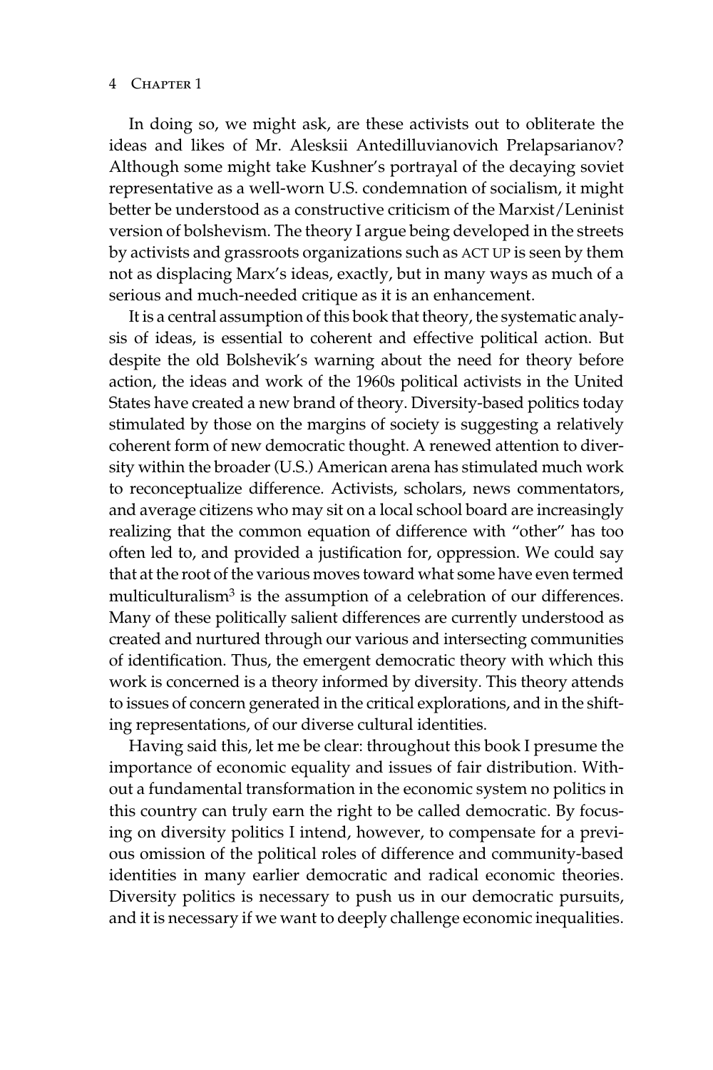In doing so, we might ask, are these activists out to obliterate the ideas and likes of Mr. Alesksii Antedilluvianovich Prelapsarianov? Although some might take Kushner's portrayal of the decaying soviet representative as a well-worn U.S. condemnation of socialism, it might better be understood as a constructive criticism of the Marxist/Leninist version of bolshevism. The theory I argue being developed in the streets by activists and grassroots organizations such as ACT UP is seen by them not as displacing Marx's ideas, exactly, but in many ways as much of a serious and much-needed critique as it is an enhancement.

It is a central assumption of this book that theory, the systematic analysis of ideas, is essential to coherent and effective political action. But despite the old Bolshevik's warning about the need for theory before action, the ideas and work of the 1960s political activists in the United States have created a new brand of theory. Diversity-based politics today stimulated by those on the margins of society is suggesting a relatively coherent form of new democratic thought. A renewed attention to diversity within the broader (U.S.) American arena has stimulated much work to reconceptualize difference. Activists, scholars, news commentators, and average citizens who may sit on a local school board are increasingly realizing that the common equation of difference with "other" has too often led to, and provided a justification for, oppression. We could say that at the root of the various moves toward what some have even termed multiculturalism[3] is the assumption of a celebration of our differences. Many of these politically salient differences are currently understood as created and nurtured through our various and intersecting communities of identification. Thus, the emergent democratic theory with which this work is concerned is a theory informed by diversity. This theory attends to issues of concern generated in the critical explorations, and in the shifting representations, of our diverse cultural identities.

Having said this, let me be clear: throughout this book I presume the importance of economic equality and issues of fair distribution. Without a fundamental transformation in the economic system no politics in this country can truly earn the right to be called democratic. By focusing on diversity politics I intend, however, to compensate for a previous omission of the political roles of difference and community-based identities in many earlier democratic and radical economic theories. Diversity politics is necessary to push us in our democratic pursuits, and it is necessary if we want to deeply challenge economic inequalities.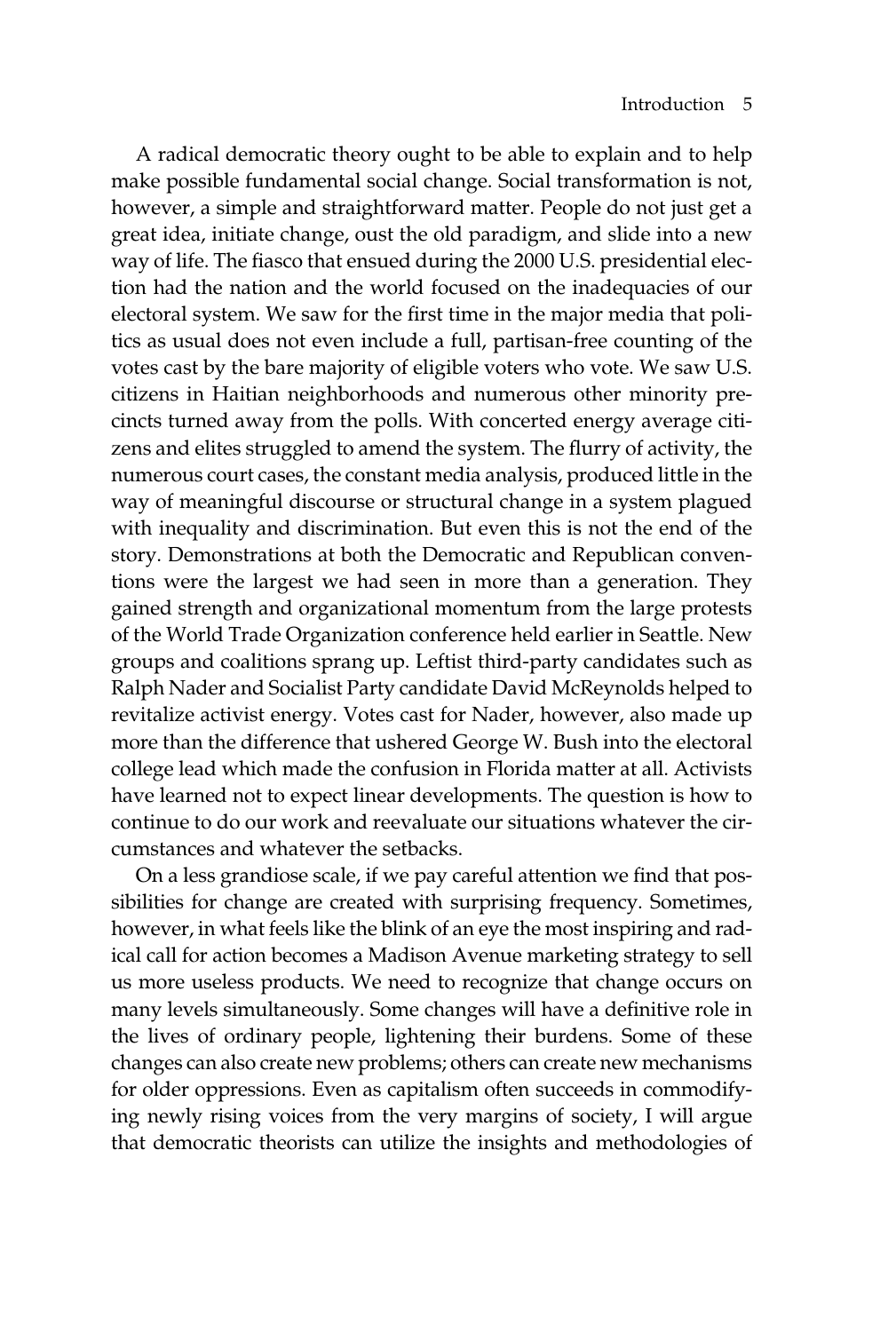A radical democratic theory ought to be able to explain and to help make possible fundamental social change. Social transformation is not, however, a simple and straightforward matter. People do not just get a great idea, initiate change, oust the old paradigm, and slide into a new way of life. The fiasco that ensued during the 2000 U.S. presidential election had the nation and the world focused on the inadequacies of our electoral system. We saw for the first time in the major media that politics as usual does not even include a full, partisan-free counting of the votes cast by the bare majority of eligible voters who vote. We saw U.S. citizens in Haitian neighborhoods and numerous other minority precincts turned away from the polls. With concerted energy average citizens and elites struggled to amend the system. The flurry of activity, the numerous court cases, the constant media analysis, produced little in the way of meaningful discourse or structural change in a system plagued with inequality and discrimination. But even this is not the end of the story. Demonstrations at both the Democratic and Republican conventions were the largest we had seen in more than a generation. They gained strength and organizational momentum from the large protests of the World Trade Organization conference held earlier in Seattle. New groups and coalitions sprang up. Leftist third-party candidates such as Ralph Nader and Socialist Party candidate David McReynolds helped to revitalize activist energy. Votes cast for Nader, however, also made up more than the difference that ushered George W. Bush into the electoral college lead which made the confusion in Florida matter at all. Activists have learned not to expect linear developments. The question is how to continue to do our work and reevaluate our situations whatever the circumstances and whatever the setbacks.

On a less grandiose scale, if we pay careful attention we find that possibilities for change are created with surprising frequency. Sometimes, however, in what feels like the blink of an eye the most inspiring and radical call for action becomes a Madison Avenue marketing strategy to sell us more useless products. We need to recognize that change occurs on many levels simultaneously. Some changes will have a definitive role in the lives of ordinary people, lightening their burdens. Some of these changes can also create new problems; others can create new mechanisms for older oppressions. Even as capitalism often succeeds in commodifying newly rising voices from the very margins of society, I will argue that democratic theorists can utilize the insights and methodologies of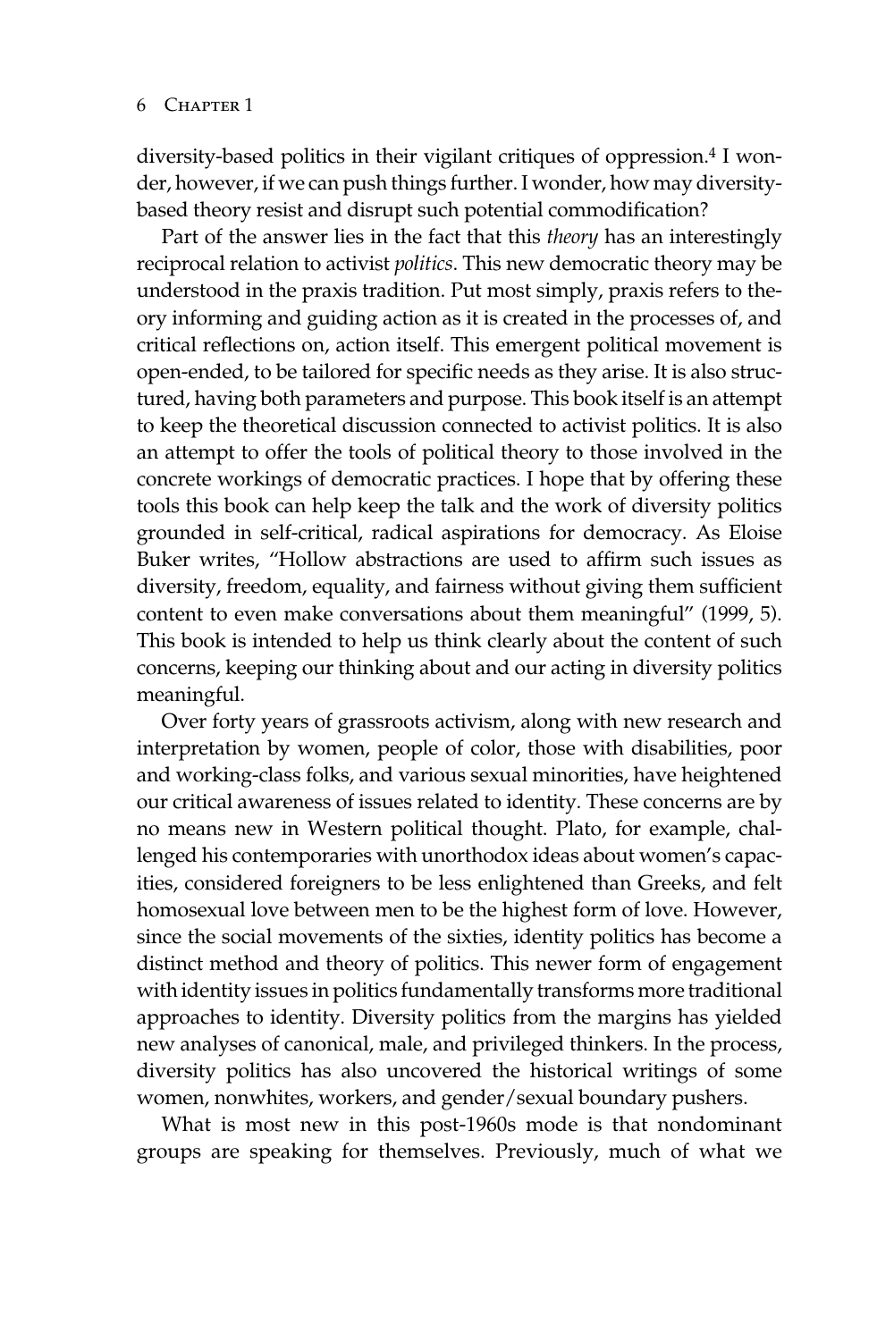diversity-based politics in their vigilant critiques of oppression.[4] I wonder, however, if we can push things further. I wonder, how may diversity-based theory resist and disrupt such potential commodification?

Part of the answer lies in the fact that this *theory* has an interestingly reciprocal relation to activist *politics*. This new democratic theory may be understood in the praxis tradition. Put most simply, praxis refers to theory informing and guiding action as it is created in the processes of, and critical reflections on, action itself. This emergent political movement is open-ended, to be tailored for specific needs as they arise. It is also structured, having both parameters and purpose. This book itself is an attempt to keep the theoretical discussion connected to activist politics. It is also an attempt to offer the tools of political theory to those involved in the concrete workings of democratic practices. I hope that by offering these tools this book can help keep the talk and the work of diversity politics grounded in self-critical, radical aspirations for democracy. As Eloise Buker writes, "Hollow abstractions are used to affirm such issues as diversity, freedom, equality, and fairness without giving them sufficient content to even make conversations about them meaningful" (1999, 5). This book is intended to help us think clearly about the content of such concerns, keeping our thinking about and our acting in diversity politics meaningful.

Over forty years of grassroots activism, along with new research and interpretation by women, people of color, those with disabilities, poor and working-class folks, and various sexual minorities, have heightened our critical awareness of issues related to identity. These concerns are by no means new in Western political thought. Plato, for example, challenged his contemporaries with unorthodox ideas about women's capacities, considered foreigners to be less enlightened than Greeks, and felt homosexual love between men to be the highest form of love. However, since the social movements of the sixties, identity politics has become a distinct method and theory of politics. This newer form of engagement with identity issues in politics fundamentally transforms more traditional approaches to identity. Diversity politics from the margins has yielded new analyses of canonical, male, and privileged thinkers. In the process, diversity politics has also uncovered the historical writings of some women, nonwhites, workers, and gender/sexual boundary pushers.

What is most new in this post-1960s mode is that nondominant groups are speaking for themselves. Previously, much of what we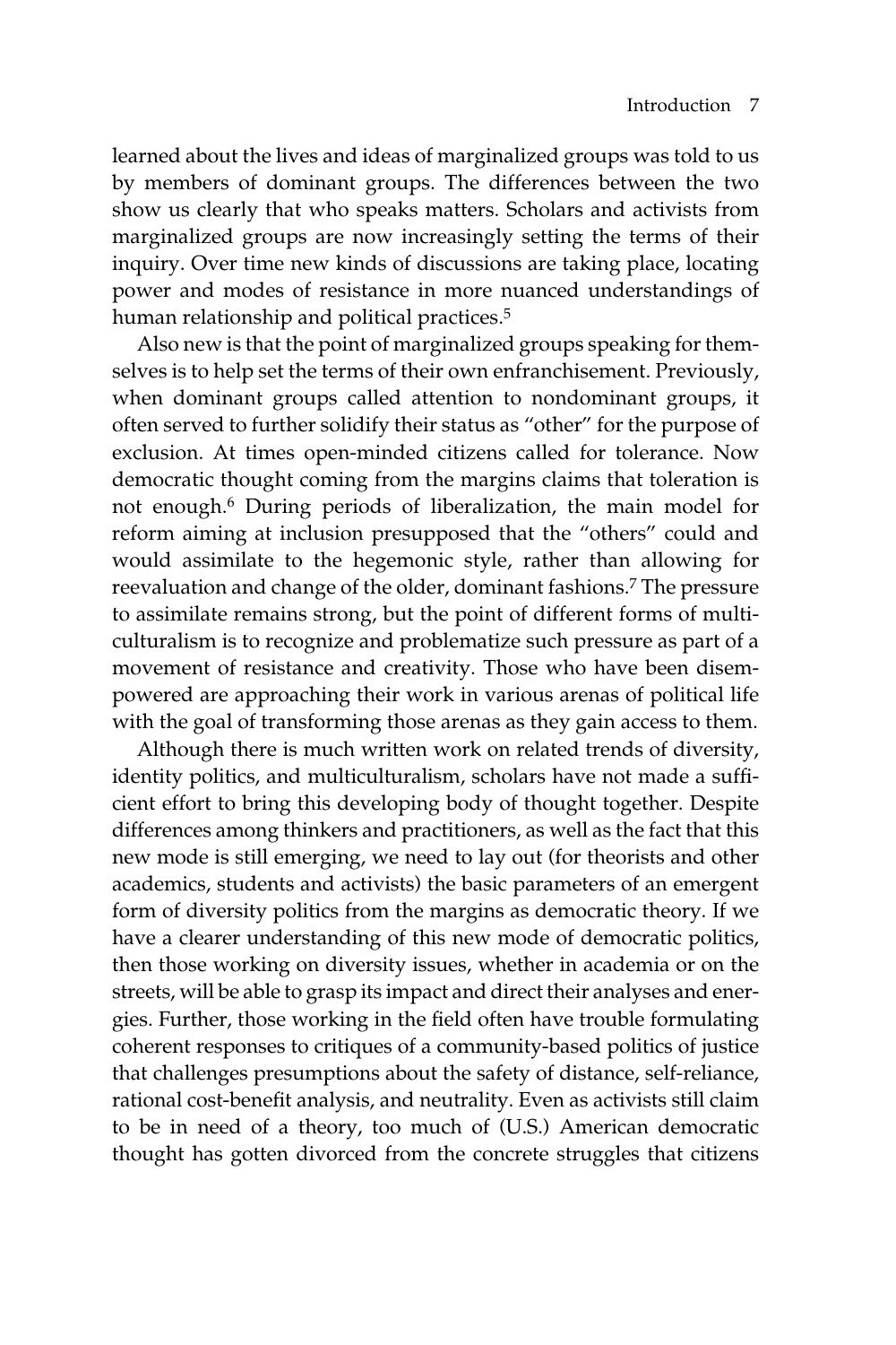learned about the lives and ideas of marginalized groups was told to us by members of dominant groups. The differences between the two show us clearly that who speaks matters. Scholars and activists from marginalized groups are now increasingly setting the terms of their inquiry. Over time new kinds of discussions are taking place, locating power and modes of resistance in more nuanced understandings of human relationship and political practices.[5]

Also new is that the point of marginalized groups speaking for themselves is to help set the terms of their own enfranchisement. Previously, when dominant groups called attention to nondominant groups, it often served to further solidify their status as "other" for the purpose of exclusion. At times open-minded citizens called for tolerance. Now democratic thought coming from the margins claims that toleration is not enough.[6] During periods of liberalization, the main model for reform aiming at inclusion presupposed that the "others" could and would assimilate to the hegemonic style, rather than allowing for reevaluation and change of the older, dominant fashions.[7] The pressure to assimilate remains strong, but the point of different forms of multiculturalism is to recognize and problematize such pressure as part of a movement of resistance and creativity. Those who have been disempowered are approaching their work in various arenas of political life with the goal of transforming those arenas as they gain access to them.

Although there is much written work on related trends of diversity, identity politics, and multiculturalism, scholars have not made a sufficient effort to bring this developing body of thought together. Despite differences among thinkers and practitioners, as well as the fact that this new mode is still emerging, we need to lay out (for theorists and other academics, students and activists) the basic parameters of an emergent form of diversity politics from the margins as democratic theory. If we have a clearer understanding of this new mode of democratic politics, then those working on diversity issues, whether in academia or on the streets, will be able to grasp its impact and direct their analyses and energies. Further, those working in the field often have trouble formulating coherent responses to critiques of a community-based politics of justice that challenges presumptions about the safety of distance, self-reliance, rational cost-benefit analysis, and neutrality. Even as activists still claim to be in need of a theory, too much of (U.S.) American democratic thought has gotten divorced from the concrete struggles that citizens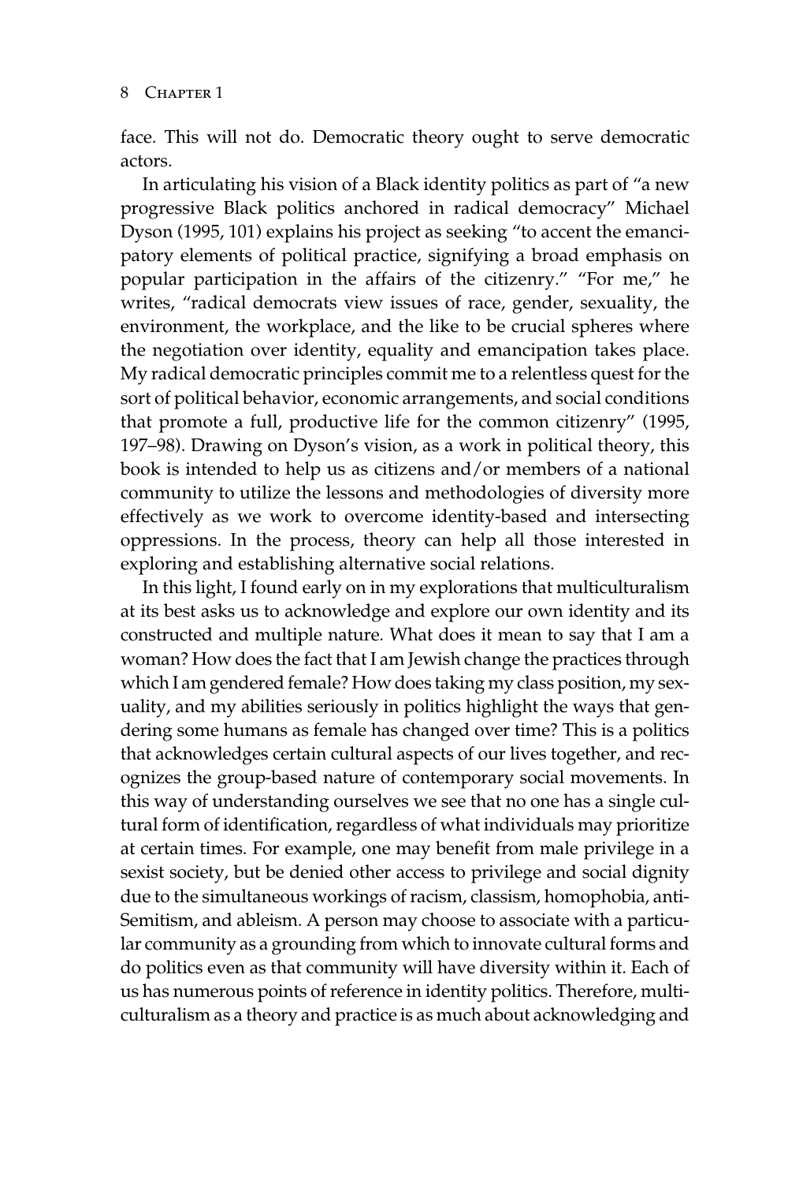face. This will not do. Democratic theory ought to serve democratic actors.

In articulating his vision of a Black identity politics as part of "a new progressive Black politics anchored in radical democracy" Michael Dyson (1995, 101) explains his project as seeking "to accent the emancipatory elements of political practice, signifying a broad emphasis on popular participation in the affairs of the citizenry." "For me," he writes, "radical democrats view issues of race, gender, sexuality, the environment, the workplace, and the like to be crucial spheres where the negotiation over identity, equality and emancipation takes place. My radical democratic principles commit me to a relentless quest for the sort of political behavior, economic arrangements, and social conditions that promote a full, productive life for the common citizenry" (1995, 197–98). Drawing on Dyson's vision, as a work in political theory, this book is intended to help us as citizens and/or members of a national community to utilize the lessons and methodologies of diversity more effectively as we work to overcome identity-based and intersecting oppressions. In the process, theory can help all those interested in exploring and establishing alternative social relations.

In this light, I found early on in my explorations that multiculturalism at its best asks us to acknowledge and explore our own identity and its constructed and multiple nature. What does it mean to say that I am a woman? How does the fact that I am Jewish change the practices through which I am gendered female? How does taking my class position, my sexuality, and my abilities seriously in politics highlight the ways that gendering some humans as female has changed over time? This is a politics that acknowledges certain cultural aspects of our lives together, and recognizes the group-based nature of contemporary social movements. In this way of understanding ourselves we see that no one has a single cultural form of identification, regardless of what individuals may prioritize at certain times. For example, one may benefit from male privilege in a sexist society, but be denied other access to privilege and social dignity due to the simultaneous workings of racism, classism, homophobia, anti-Semitism, and ableism. A person may choose to associate with a particular community as a grounding from which to innovate cultural forms and do politics even as that community will have diversity within it. Each of us has numerous points of reference in identity politics. Therefore, multiculturalism as a theory and practice is as much about acknowledging and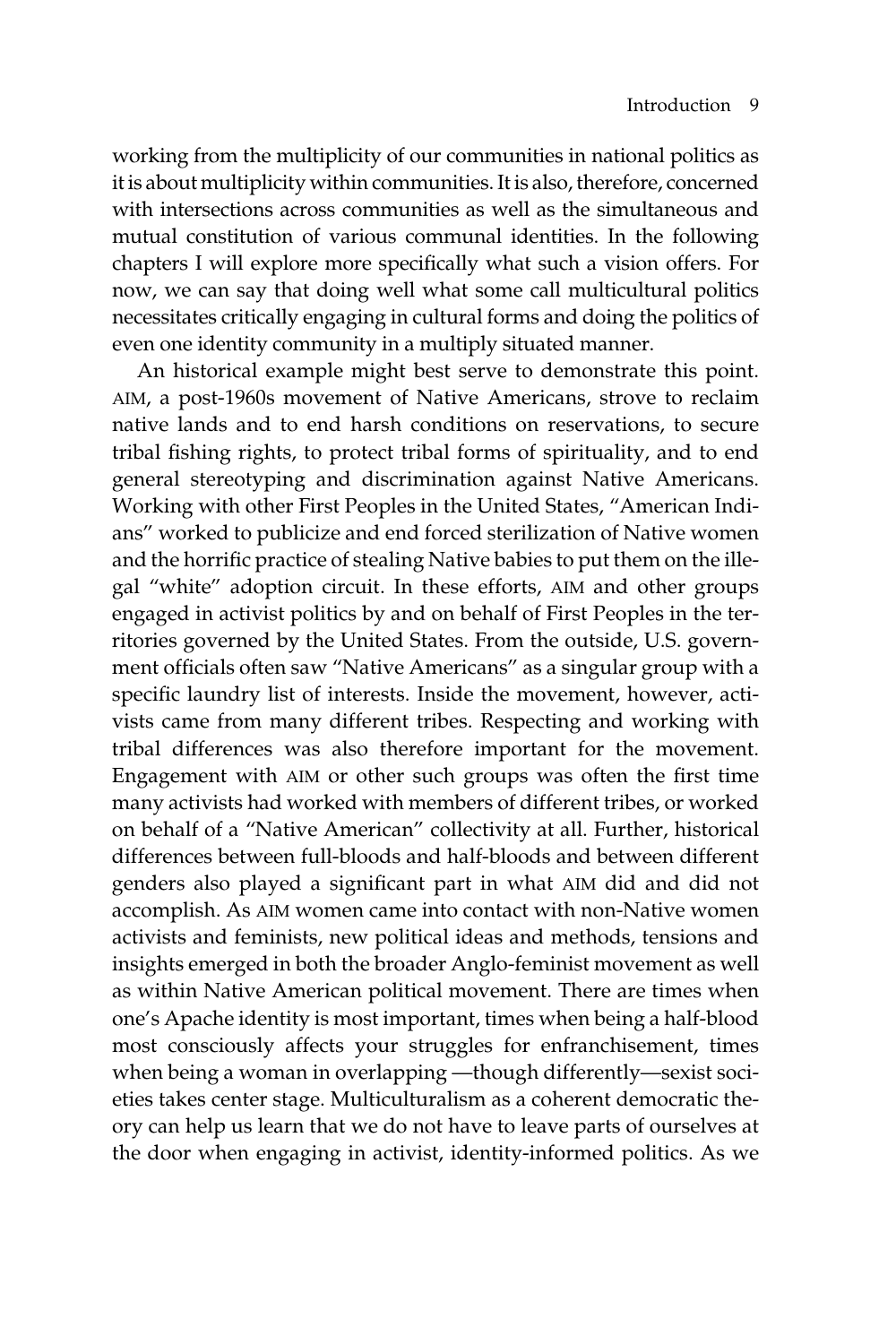working from the multiplicity of our communities in national politics as it is about multiplicity within communities. It is also, therefore, concerned with intersections across communities as well as the simultaneous and mutual constitution of various communal identities. In the following chapters I will explore more specifically what such a vision offers. For now, we can say that doing well what some call multicultural politics necessitates critically engaging in cultural forms and doing the politics of even one identity community in a multiply situated manner.

An historical example might best serve to demonstrate this point. AIM, a post-1960s movement of Native Americans, strove to reclaim native lands and to end harsh conditions on reservations, to secure tribal fishing rights, to protect tribal forms of spirituality, and to end general stereotyping and discrimination against Native Americans. Working with other First Peoples in the United States, "American Indians" worked to publicize and end forced sterilization of Native women and the horrific practice of stealing Native babies to put them on the illegal "white" adoption circuit. In these efforts, AIM and other groups engaged in activist politics by and on behalf of First Peoples in the territories governed by the United States. From the outside, U.S. government officials often saw "Native Americans" as a singular group with a specific laundry list of interests. Inside the movement, however, activists came from many different tribes. Respecting and working with tribal differences was also therefore important for the movement. Engagement with AIM or other such groups was often the first time many activists had worked with members of different tribes, or worked on behalf of a "Native American" collectivity at all. Further, historical differences between full-bloods and half-bloods and between different genders also played a significant part in what AIM did and did not accomplish. As AIM women came into contact with non-Native women activists and feminists, new political ideas and methods, tensions and insights emerged in both the broader Anglo-feminist movement as well as within Native American political movement. There are times when one's Apache identity is most important, times when being a half-blood most consciously affects your struggles for enfranchisement, times when being a woman in overlapping —though differently—sexist societies takes center stage. Multiculturalism as a coherent democratic theory can help us learn that we do not have to leave parts of ourselves at the door when engaging in activist, identity-informed politics. As we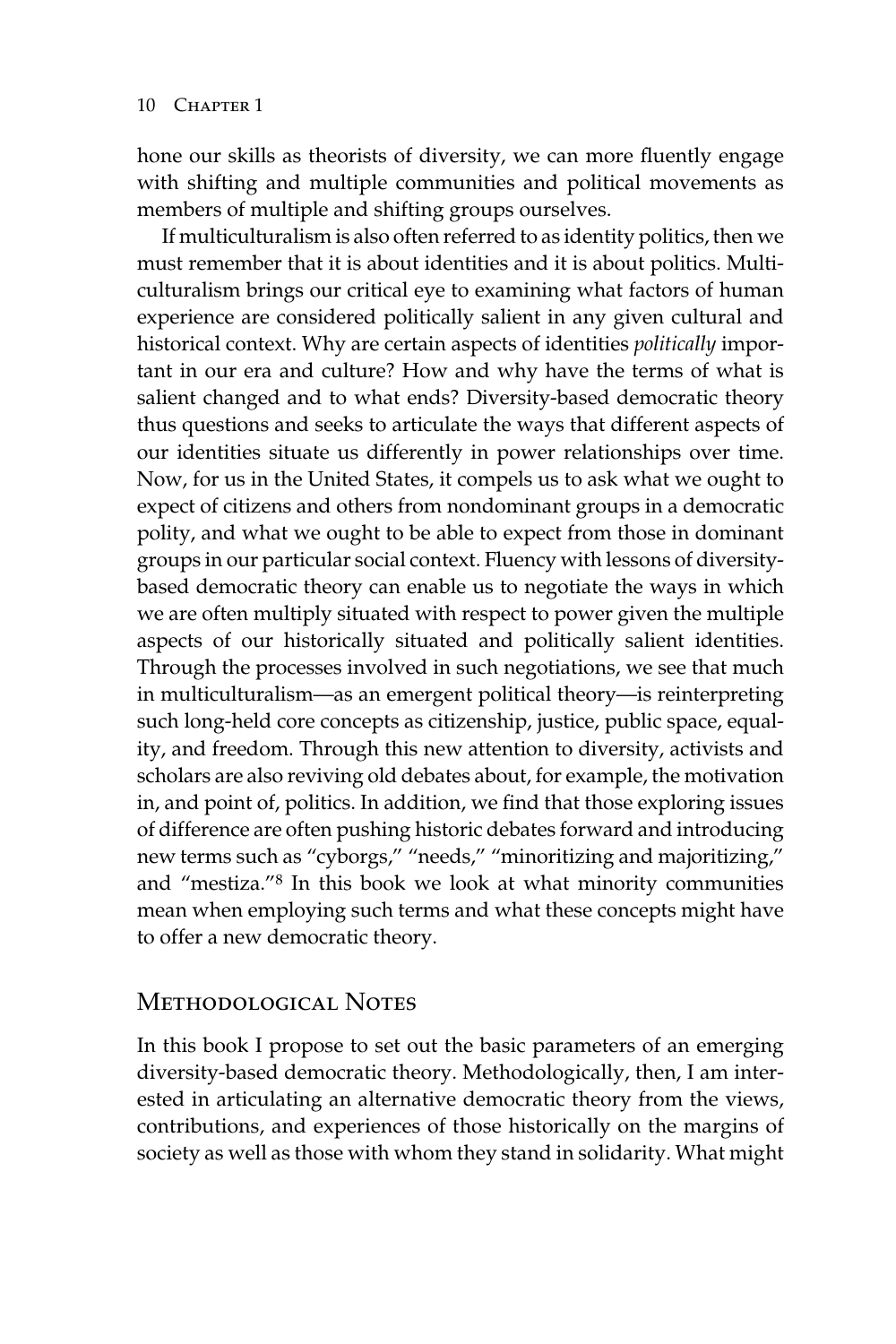hone our skills as theorists of diversity, we can more fluently engage with shifting and multiple communities and political movements as members of multiple and shifting groups ourselves.

If multiculturalism is also often referred to as identity politics, then we must remember that it is about identities and it is about politics. Multiculturalism brings our critical eye to examining what factors of human experience are considered politically salient in any given cultural and historical context. Why are certain aspects of identities *politically* important in our era and culture? How and why have the terms of what is salient changed and to what ends? Diversity-based democratic theory thus questions and seeks to articulate the ways that different aspects of our identities situate us differently in power relationships over time. Now, for us in the United States, it compels us to ask what we ought to expect of citizens and others from nondominant groups in a democratic polity, and what we ought to be able to expect from those in dominant groups in our particular social context. Fluency with lessons of diversity-based democratic theory can enable us to negotiate the ways in which we are often multiply situated with respect to power given the multiple aspects of our historically situated and politically salient identities. Through the processes involved in such negotiations, we see that much in multiculturalism—as an emergent political theory—is reinterpreting such long-held core concepts as citizenship, justice, public space, equality, and freedom. Through this new attention to diversity, activists and scholars are also reviving old debates about, for example, the motivation in, and point of, politics. In addition, we find that those exploring issues of difference are often pushing historic debates forward and introducing new terms such as "cyborgs," "needs," "minoritizing and majoritizing," and "mestiza."[8] In this book we look at what minority communities mean when employing such terms and what these concepts might have to offer a new democratic theory.

## Methodological Notes

In this book I propose to set out the basic parameters of an emerging diversity-based democratic theory. Methodologically, then, I am interested in articulating an alternative democratic theory from the views, contributions, and experiences of those historically on the margins of society as well as those with whom they stand in solidarity. What might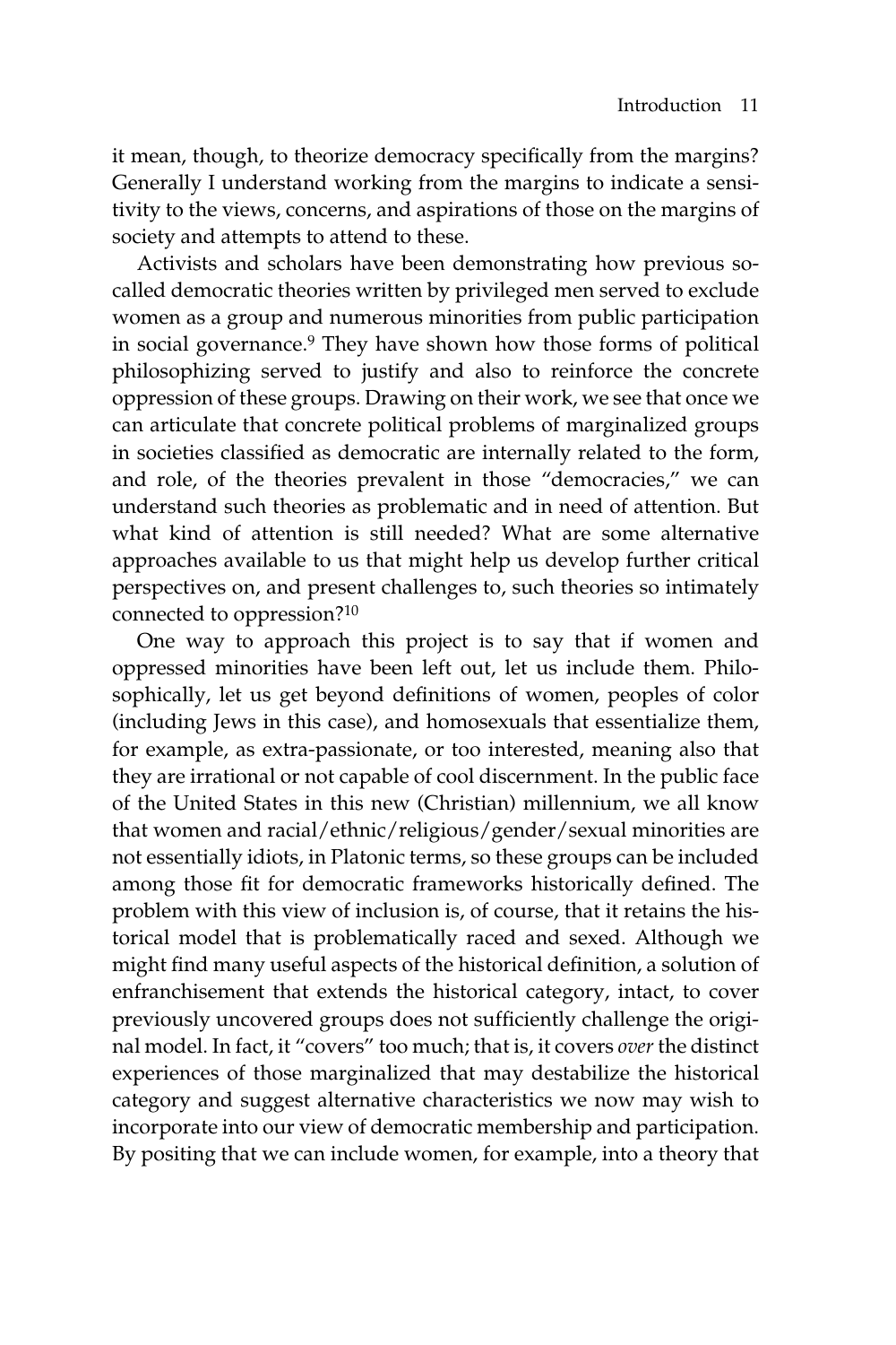it mean, though, to theorize democracy specifically from the margins? Generally I understand working from the margins to indicate a sensitivity to the views, concerns, and aspirations of those on the margins of society and attempts to attend to these.

Activists and scholars have been demonstrating how previous so-called democratic theories written by privileged men served to exclude women as a group and numerous minorities from public participation in social governance.[9] They have shown how those forms of political philosophizing served to justify and also to reinforce the concrete oppression of these groups. Drawing on their work, we see that once we can articulate that concrete political problems of marginalized groups in societies classified as democratic are internally related to the form, and role, of the theories prevalent in those "democracies," we can understand such theories as problematic and in need of attention. But what kind of attention is still needed? What are some alternative approaches available to us that might help us develop further critical perspectives on, and present challenges to, such theories so intimately connected to oppression?[10]

One way to approach this project is to say that if women and oppressed minorities have been left out, let us include them. Philosophically, let us get beyond definitions of women, peoples of color (including Jews in this case), and homosexuals that essentialize them, for example, as extra-passionate, or too interested, meaning also that they are irrational or not capable of cool discernment. In the public face of the United States in this new (Christian) millennium, we all know that women and racial/ethnic/religious/gender/sexual minorities are not essentially idiots, in Platonic terms, so these groups can be included among those fit for democratic frameworks historically defined. The problem with this view of inclusion is, of course, that it retains the historical model that is problematically raced and sexed. Although we might find many useful aspects of the historical definition, a solution of enfranchisement that extends the historical category, intact, to cover previously uncovered groups does not sufficiently challenge the original model. In fact, it "covers" too much; that is, it covers *over* the distinct experiences of those marginalized that may destabilize the historical category and suggest alternative characteristics we now may wish to incorporate into our view of democratic membership and participation. By positing that we can include women, for example, into a theory that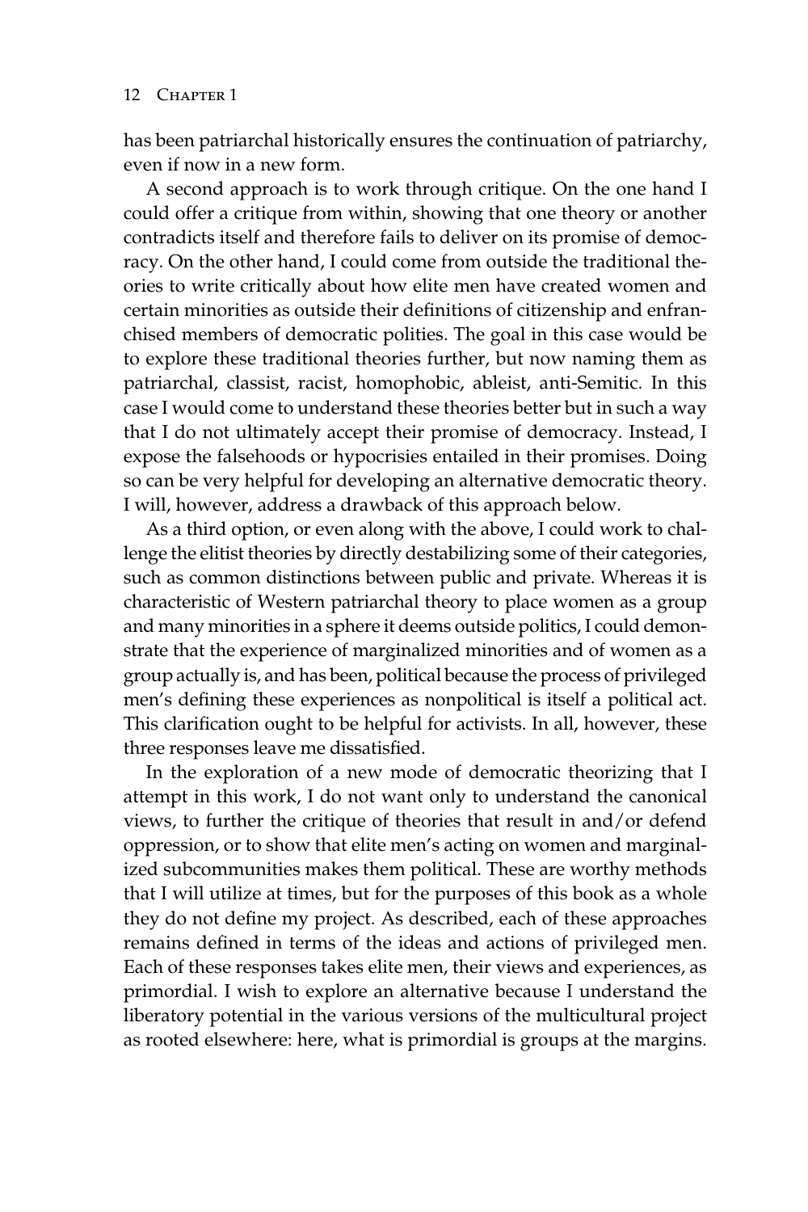has been patriarchal historically ensures the continuation of patriarchy, even if now in a new form.

A second approach is to work through critique. On the one hand I could offer a critique from within, showing that one theory or another contradicts itself and therefore fails to deliver on its promise of democracy. On the other hand, I could come from outside the traditional theories to write critically about how elite men have created women and certain minorities as outside their definitions of citizenship and enfranchised members of democratic polities. The goal in this case would be to explore these traditional theories further, but now naming them as patriarchal, classist, racist, homophobic, ableist, anti-Semitic. In this case I would come to understand these theories better but in such a way that I do not ultimately accept their promise of democracy. Instead, I expose the falsehoods or hypocrisies entailed in their promises. Doing so can be very helpful for developing an alternative democratic theory. I will, however, address a drawback of this approach below.

As a third option, or even along with the above, I could work to challenge the elitist theories by directly destabilizing some of their categories, such as common distinctions between public and private. Whereas it is characteristic of Western patriarchal theory to place women as a group and many minorities in a sphere it deems outside politics, I could demonstrate that the experience of marginalized minorities and of women as a group actually is, and has been, political because the process of privileged men's defining these experiences as nonpolitical is itself a political act. This clarification ought to be helpful for activists. In all, however, these three responses leave me dissatisfied.

In the exploration of a new mode of democratic theorizing that I attempt in this work, I do not want only to understand the canonical views, to further the critique of theories that result in and/or defend oppression, or to show that elite men's acting on women and marginalized subcommunities makes them political. These are worthy methods that I will utilize at times, but for the purposes of this book as a whole they do not define my project. As described, each of these approaches remains defined in terms of the ideas and actions of privileged men. Each of these responses takes elite men, their views and experiences, as primordial. I wish to explore an alternative because I understand the liberatory potential in the various versions of the multicultural project as rooted elsewhere: here, what is primordial is groups at the margins.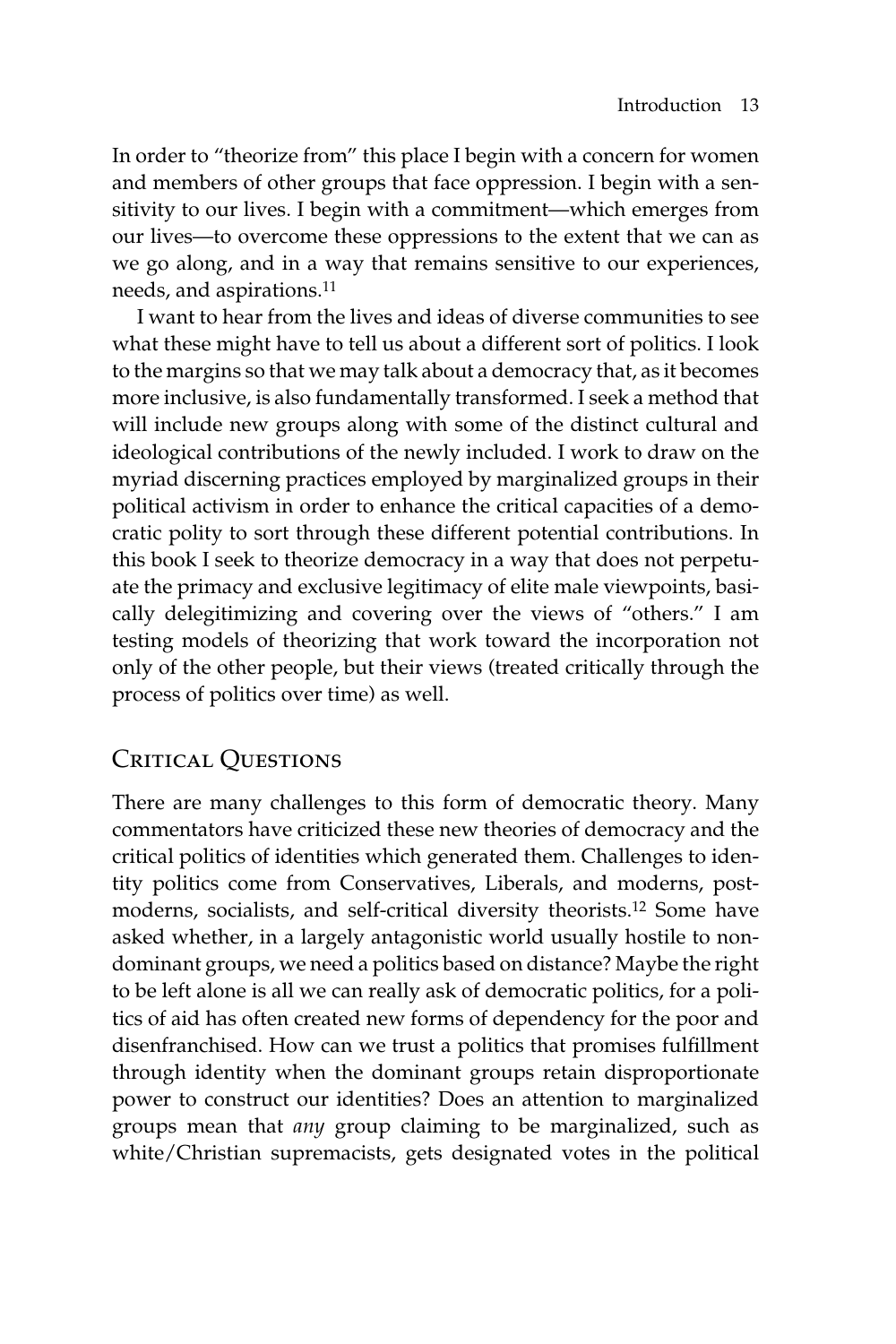In order to "theorize from" this place I begin with a concern for women and members of other groups that face oppression. I begin with a sensitivity to our lives. I begin with a commitment—which emerges from our lives—to overcome these oppressions to the extent that we can as we go along, and in a way that remains sensitive to our experiences, needs, and aspirations.[11]

I want to hear from the lives and ideas of diverse communities to see what these might have to tell us about a different sort of politics. I look to the margins so that we may talk about a democracy that, as it becomes more inclusive, is also fundamentally transformed. I seek a method that will include new groups along with some of the distinct cultural and ideological contributions of the newly included. I work to draw on the myriad discerning practices employed by marginalized groups in their political activism in order to enhance the critical capacities of a democratic polity to sort through these different potential contributions. In this book I seek to theorize democracy in a way that does not perpetuate the primacy and exclusive legitimacy of elite male viewpoints, basically delegitimizing and covering over the views of "others." I am testing models of theorizing that work toward the incorporation not only of the other people, but their views (treated critically through the process of politics over time) as well.

## Critical Questions

There are many challenges to this form of democratic theory. Many commentators have criticized these new theories of democracy and the critical politics of identities which generated them. Challenges to identity politics come from Conservatives, Liberals, and moderns, postmoderns, socialists, and self-critical diversity theorists.[12] Some have asked whether, in a largely antagonistic world usually hostile to nondominant groups, we need a politics based on distance? Maybe the right to be left alone is all we can really ask of democratic politics, for a politics of aid has often created new forms of dependency for the poor and disenfranchised. How can we trust a politics that promises fulfillment through identity when the dominant groups retain disproportionate power to construct our identities? Does an attention to marginalized groups mean that *any* group claiming to be marginalized, such as white/Christian supremacists, gets designated votes in the political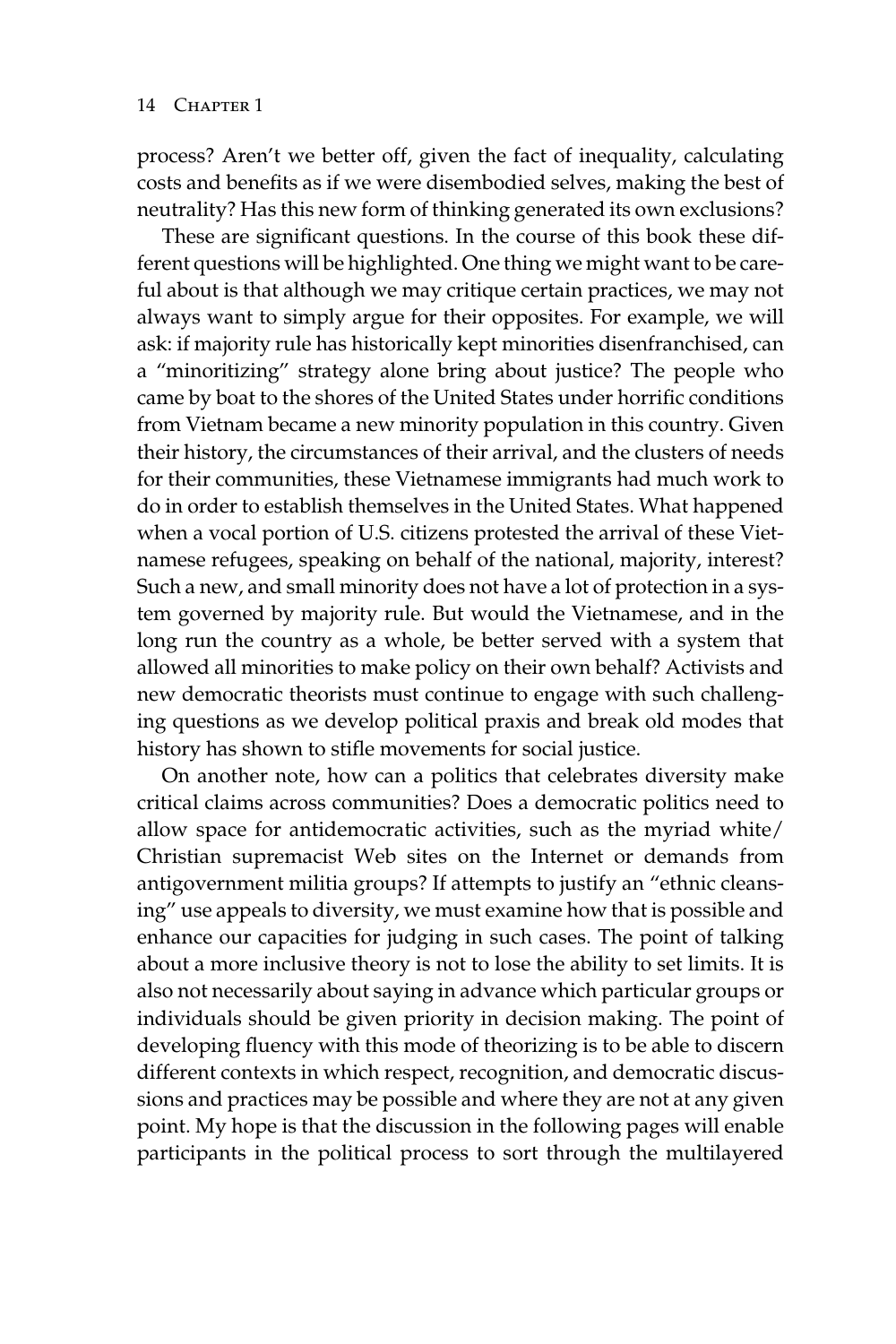process? Aren't we better off, given the fact of inequality, calculating costs and benefits as if we were disembodied selves, making the best of neutrality? Has this new form of thinking generated its own exclusions?

These are significant questions. In the course of this book these different questions will be highlighted. One thing we might want to be careful about is that although we may critique certain practices, we may not always want to simply argue for their opposites. For example, we will ask: if majority rule has historically kept minorities disenfranchised, can a "minoritizing" strategy alone bring about justice? The people who came by boat to the shores of the United States under horrific conditions from Vietnam became a new minority population in this country. Given their history, the circumstances of their arrival, and the clusters of needs for their communities, these Vietnamese immigrants had much work to do in order to establish themselves in the United States. What happened when a vocal portion of U.S. citizens protested the arrival of these Vietnamese refugees, speaking on behalf of the national, majority, interest? Such a new, and small minority does not have a lot of protection in a system governed by majority rule. But would the Vietnamese, and in the long run the country as a whole, be better served with a system that allowed all minorities to make policy on their own behalf? Activists and new democratic theorists must continue to engage with such challenging questions as we develop political praxis and break old modes that history has shown to stifle movements for social justice.

On another note, how can a politics that celebrates diversity make critical claims across communities? Does a democratic politics need to allow space for antidemocratic activities, such as the myriad white/Christian supremacist Web sites on the Internet or demands from antigovernment militia groups? If attempts to justify an "ethnic cleansing" use appeals to diversity, we must examine how that is possible and enhance our capacities for judging in such cases. The point of talking about a more inclusive theory is not to lose the ability to set limits. It is also not necessarily about saying in advance which particular groups or individuals should be given priority in decision making. The point of developing fluency with this mode of theorizing is to be able to discern different contexts in which respect, recognition, and democratic discussions and practices may be possible and where they are not at any given point. My hope is that the discussion in the following pages will enable participants in the political process to sort through the multilayered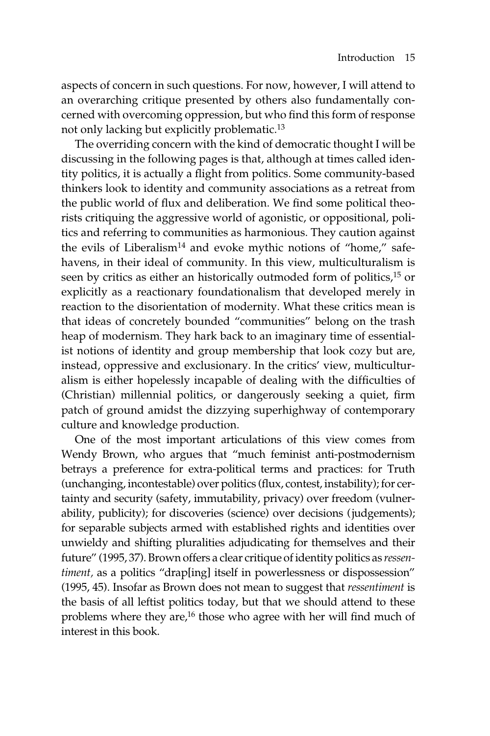aspects of concern in such questions. For now, however, I will attend to an overarching critique presented by others also fundamentally concerned with overcoming oppression, but who find this form of response not only lacking but explicitly problematic.[13]

The overriding concern with the kind of democratic thought I will be discussing in the following pages is that, although at times called identity politics, it is actually a flight from politics. Some community-based thinkers look to identity and community associations as a retreat from the public world of flux and deliberation. We find some political theorists critiquing the aggressive world of agonistic, or oppositional, politics and referring to communities as harmonious. They caution against the evils of Liberalism[14] and evoke mythic notions of "home," safe-havens, in their ideal of community. In this view, multiculturalism is seen by critics as either an historically outmoded form of politics,[15] or explicitly as a reactionary foundationalism that developed merely in reaction to the disorientation of modernity. What these critics mean is that ideas of concretely bounded "communities" belong on the trash heap of modernism. They hark back to an imaginary time of essentialist notions of identity and group membership that look cozy but are, instead, oppressive and exclusionary. In the critics' view, multiculturalism is either hopelessly incapable of dealing with the difficulties of (Christian) millennial politics, or dangerously seeking a quiet, firm patch of ground amidst the dizzying superhighway of contemporary culture and knowledge production.

One of the most important articulations of this view comes from Wendy Brown, who argues that "much feminist anti-postmodernism betrays a preference for extra-political terms and practices: for Truth (unchanging, incontestable) over politics (flux, contest, instability); for certainty and security (safety, immutability, privacy) over freedom (vulnerability, publicity); for discoveries (science) over decisions (judgements); for separable subjects armed with established rights and identities over unwieldy and shifting pluralities adjudicating for themselves and their future" (1995, 37). Brown offers a clear critique of identity politics as *ressentiment*, as a politics "drap[ing] itself in powerlessness or dispossession" (1995, 45). Insofar as Brown does not mean to suggest that *ressentiment* is the basis of all leftist politics today, but that we should attend to these problems where they are,[16] those who agree with her will find much of interest in this book.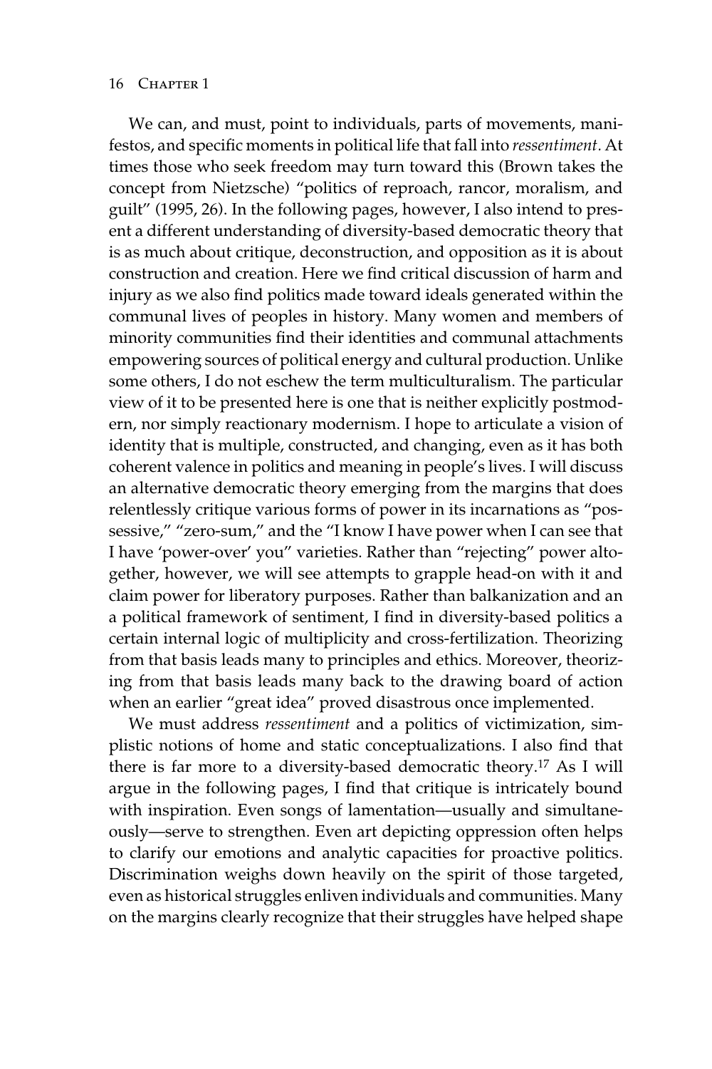We can, and must, point to individuals, parts of movements, manifestos, and specific moments in political life that fall into *ressentiment*. At times those who seek freedom may turn toward this (Brown takes the concept from Nietzsche) "politics of reproach, rancor, moralism, and guilt" (1995, 26). In the following pages, however, I also intend to present a different understanding of diversity-based democratic theory that is as much about critique, deconstruction, and opposition as it is about construction and creation. Here we find critical discussion of harm and injury as we also find politics made toward ideals generated within the communal lives of peoples in history. Many women and members of minority communities find their identities and communal attachments empowering sources of political energy and cultural production. Unlike some others, I do not eschew the term multiculturalism. The particular view of it to be presented here is one that is neither explicitly postmodern, nor simply reactionary modernism. I hope to articulate a vision of identity that is multiple, constructed, and changing, even as it has both coherent valence in politics and meaning in people's lives. I will discuss an alternative democratic theory emerging from the margins that does relentlessly critique various forms of power in its incarnations as "possessive," "zero-sum," and the "I know I have power when I can see that I have 'power-over' you" varieties. Rather than "rejecting" power altogether, however, we will see attempts to grapple head-on with it and claim power for liberatory purposes. Rather than balkanization and an a political framework of sentiment, I find in diversity-based politics a certain internal logic of multiplicity and cross-fertilization. Theorizing from that basis leads many to principles and ethics. Moreover, theorizing from that basis leads many back to the drawing board of action when an earlier "great idea" proved disastrous once implemented.

We must address *ressentiment* and a politics of victimization, simplistic notions of home and static conceptualizations. I also find that there is far more to a diversity-based democratic theory.[17] As I will argue in the following pages, I find that critique is intricately bound with inspiration. Even songs of lamentation—usually and simultaneously—serve to strengthen. Even art depicting oppression often helps to clarify our emotions and analytic capacities for proactive politics. Discrimination weighs down heavily on the spirit of those targeted, even as historical struggles enliven individuals and communities. Many on the margins clearly recognize that their struggles have helped shape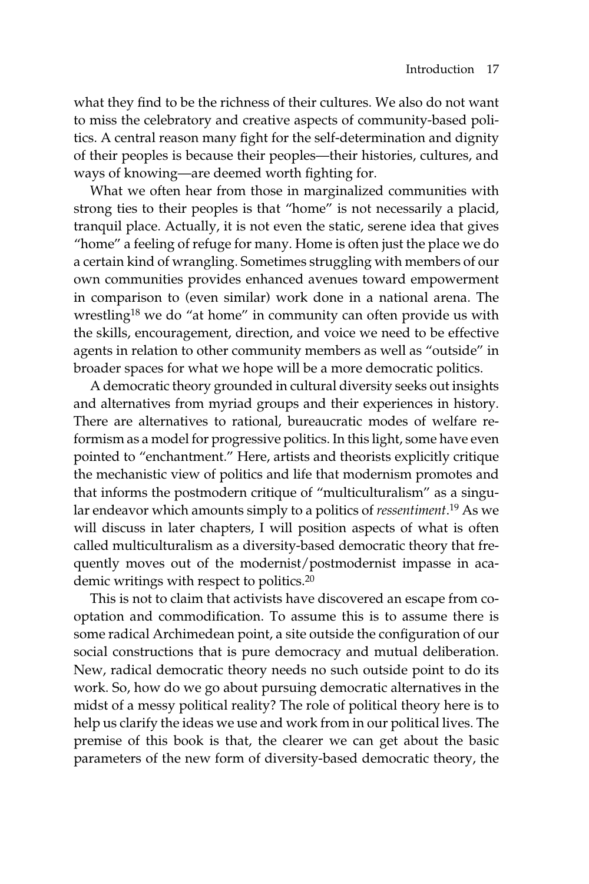what they find to be the richness of their cultures. We also do not want to miss the celebratory and creative aspects of community-based politics. A central reason many fight for the self-determination and dignity of their peoples is because their peoples—their histories, cultures, and ways of knowing—are deemed worth fighting for.

What we often hear from those in marginalized communities with strong ties to their peoples is that "home" is not necessarily a placid, tranquil place. Actually, it is not even the static, serene idea that gives "home" a feeling of refuge for many. Home is often just the place we do a certain kind of wrangling. Sometimes struggling with members of our own communities provides enhanced avenues toward empowerment in comparison to (even similar) work done in a national arena. The wrestling[18] we do "at home" in community can often provide us with the skills, encouragement, direction, and voice we need to be effective agents in relation to other community members as well as "outside" in broader spaces for what we hope will be a more democratic politics.

A democratic theory grounded in cultural diversity seeks out insights and alternatives from myriad groups and their experiences in history. There are alternatives to rational, bureaucratic modes of welfare reformism as a model for progressive politics. In this light, some have even pointed to "enchantment." Here, artists and theorists explicitly critique the mechanistic view of politics and life that modernism promotes and that informs the postmodern critique of "multiculturalism" as a singular endeavor which amounts simply to a politics of *ressentiment*.[19] As we will discuss in later chapters, I will position aspects of what is often called multiculturalism as a diversity-based democratic theory that frequently moves out of the modernist/postmodernist impasse in academic writings with respect to politics.[20]

This is not to claim that activists have discovered an escape from cooptation and commodification. To assume this is to assume there is some radical Archimedean point, a site outside the configuration of our social constructions that is pure democracy and mutual deliberation. New, radical democratic theory needs no such outside point to do its work. So, how do we go about pursuing democratic alternatives in the midst of a messy political reality? The role of political theory here is to help us clarify the ideas we use and work from in our political lives. The premise of this book is that, the clearer we can get about the basic parameters of the new form of diversity-based democratic theory, the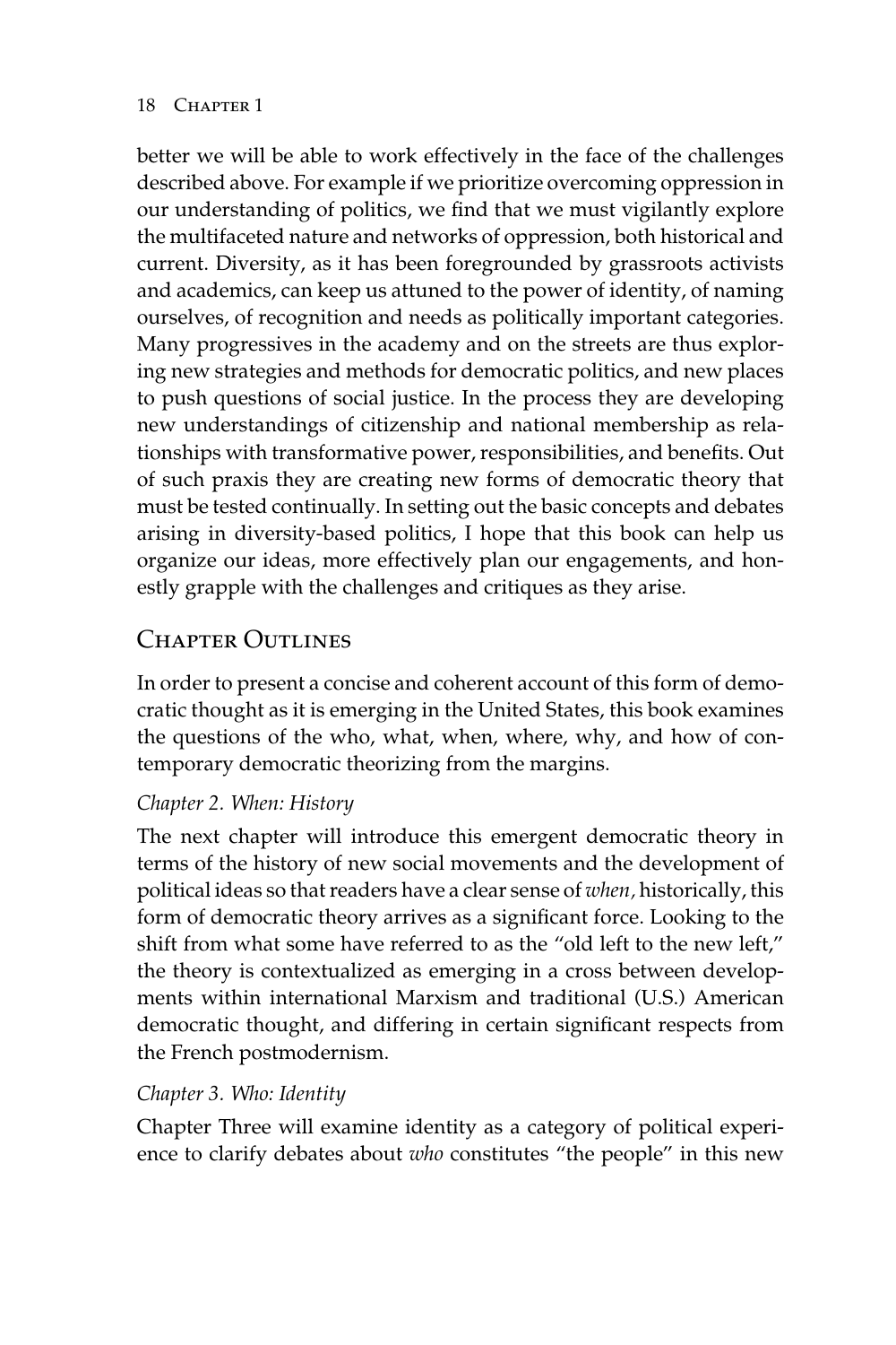better we will be able to work effectively in the face of the challenges described above. For example if we prioritize overcoming oppression in our understanding of politics, we find that we must vigilantly explore the multifaceted nature and networks of oppression, both historical and current. Diversity, as it has been foregrounded by grassroots activists and academics, can keep us attuned to the power of identity, of naming ourselves, of recognition and needs as politically important categories. Many progressives in the academy and on the streets are thus exploring new strategies and methods for democratic politics, and new places to push questions of social justice. In the process they are developing new understandings of citizenship and national membership as relationships with transformative power, responsibilities, and benefits. Out of such praxis they are creating new forms of democratic theory that must be tested continually. In setting out the basic concepts and debates arising in diversity-based politics, I hope that this book can help us organize our ideas, more effectively plan our engagements, and honestly grapple with the challenges and critiques as they arise.

## Chapter Outlines

In order to present a concise and coherent account of this form of democratic thought as it is emerging in the United States, this book examines the questions of the who, what, when, where, why, and how of contemporary democratic theorizing from the margins.

### *Chapter 2. When: History*

The next chapter will introduce this emergent democratic theory in terms of the history of new social movements and the development of political ideas so that readers have a clear sense of *when,* historically, this form of democratic theory arrives as a significant force. Looking to the shift from what some have referred to as the "old left to the new left," the theory is contextualized as emerging in a cross between developments within international Marxism and traditional (U.S.) American democratic thought, and differing in certain significant respects from the French postmodernism.

### *Chapter 3. Who: Identity*

Chapter Three will examine identity as a category of political experience to clarify debates about *who* constitutes "the people" in this new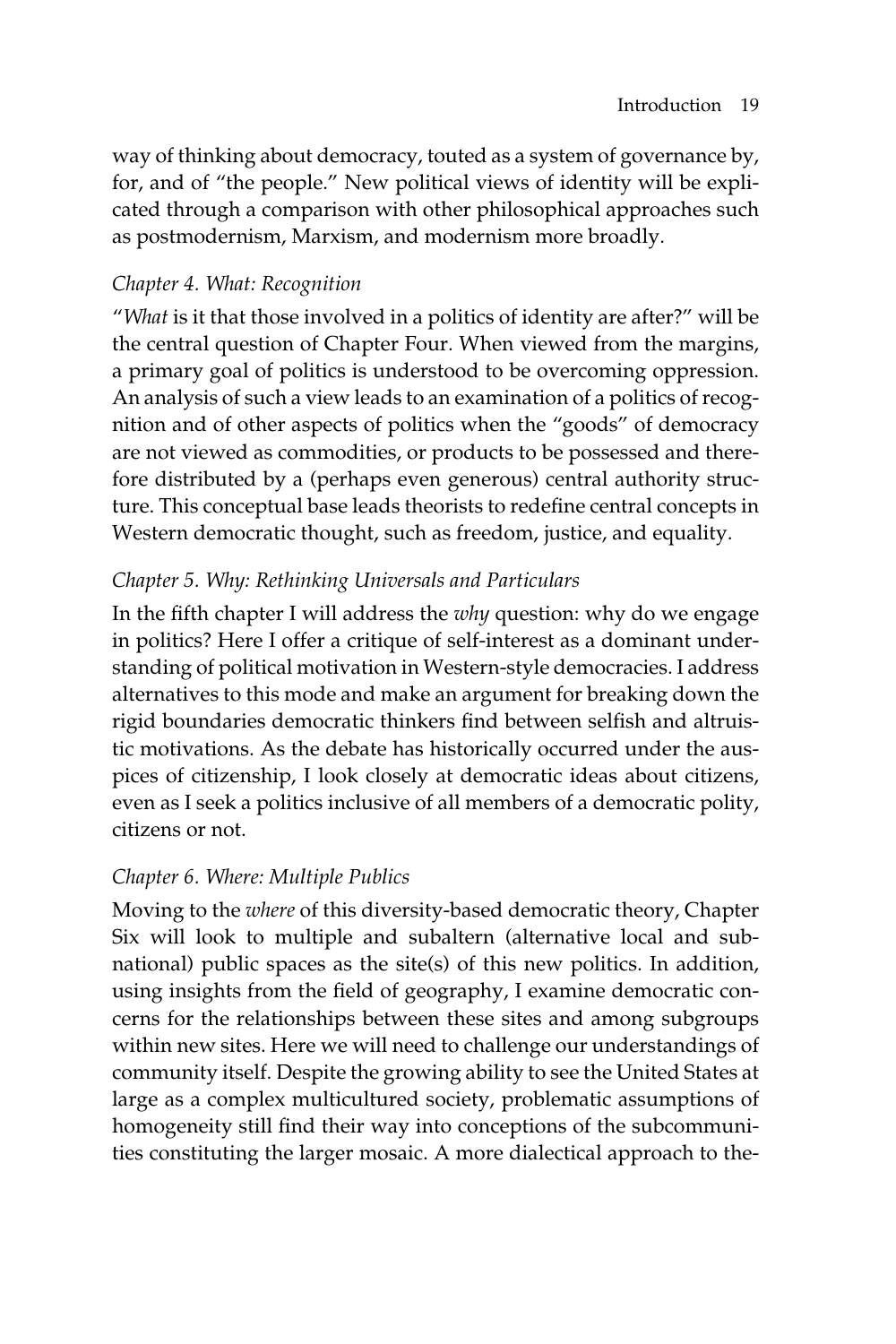way of thinking about democracy, touted as a system of governance by, for, and of "the people." New political views of identity will be explicated through a comparison with other philosophical approaches such as postmodernism, Marxism, and modernism more broadly.

### *Chapter 4. What: Recognition*

"*What* is it that those involved in a politics of identity are after?" will be the central question of Chapter Four. When viewed from the margins, a primary goal of politics is understood to be overcoming oppression. An analysis of such a view leads to an examination of a politics of recognition and of other aspects of politics when the "goods" of democracy are not viewed as commodities, or products to be possessed and therefore distributed by a (perhaps even generous) central authority structure. This conceptual base leads theorists to redefine central concepts in Western democratic thought, such as freedom, justice, and equality.

### *Chapter 5. Why: Rethinking Universals and Particulars*

In the fifth chapter I will address the *why* question: why do we engage in politics? Here I offer a critique of self-interest as a dominant understanding of political motivation in Western-style democracies. I address alternatives to this mode and make an argument for breaking down the rigid boundaries democratic thinkers find between selfish and altruistic motivations. As the debate has historically occurred under the auspices of citizenship, I look closely at democratic ideas about citizens, even as I seek a politics inclusive of all members of a democratic polity, citizens or not.

### *Chapter 6. Where: Multiple Publics*

Moving to the *where* of this diversity-based democratic theory, Chapter Six will look to multiple and subaltern (alternative local and subnational) public spaces as the site(s) of this new politics. In addition, using insights from the field of geography, I examine democratic concerns for the relationships between these sites and among subgroups within new sites. Here we will need to challenge our understandings of community itself. Despite the growing ability to see the United States at large as a complex multicultured society, problematic assumptions of homogeneity still find their way into conceptions of the subcommunities constituting the larger mosaic. A more dialectical approach to the-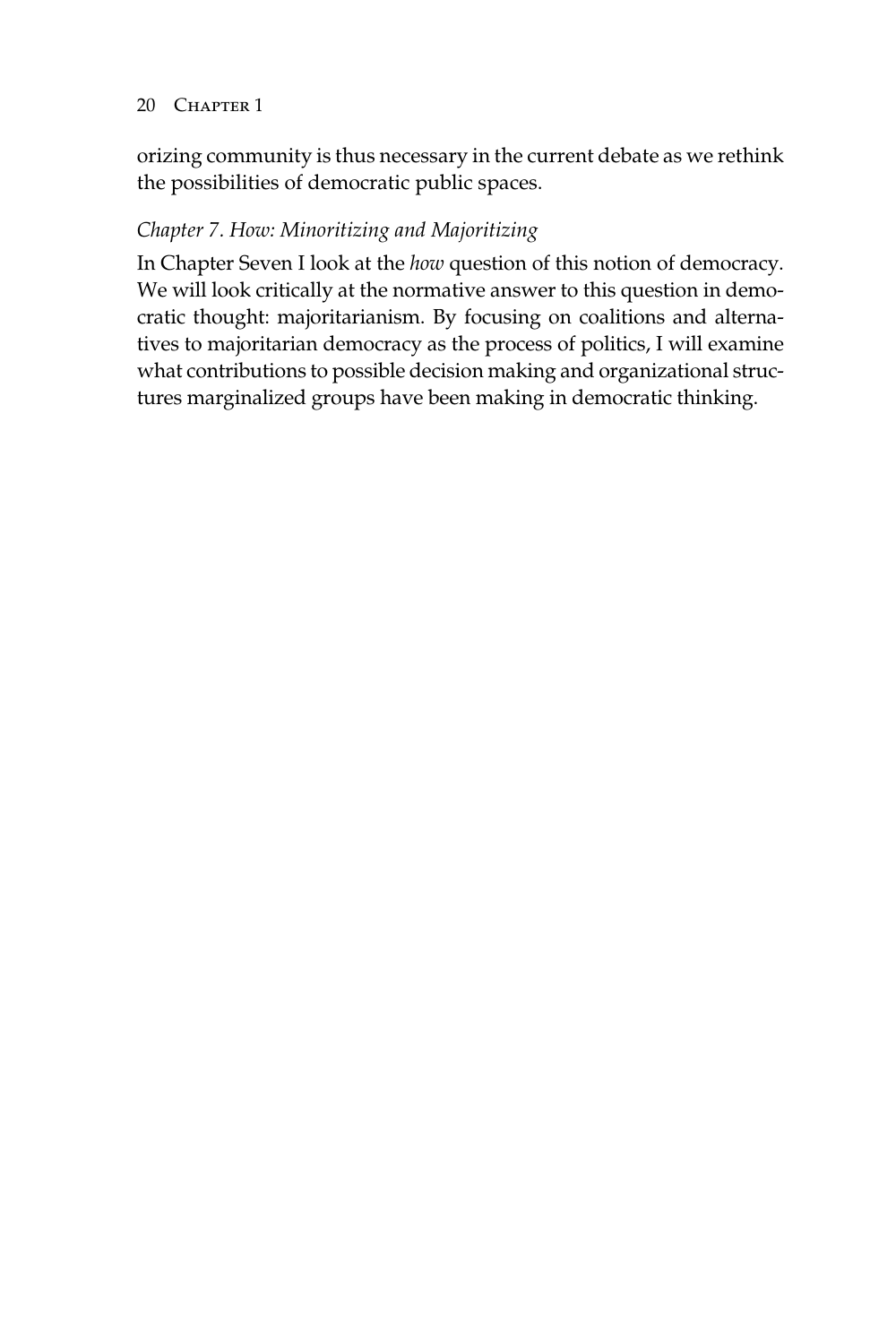orizing community is thus necessary in the current debate as we rethink the possibilities of democratic public spaces.

*Chapter 7. How: Minoritizing and Majoritizing*

In Chapter Seven I look at the *how* question of this notion of democracy. We will look critically at the normative answer to this question in democratic thought: majoritarianism. By focusing on coalitions and alternatives to majoritarian democracy as the process of politics, I will examine what contributions to possible decision making and organizational structures marginalized groups have been making in democratic thinking.